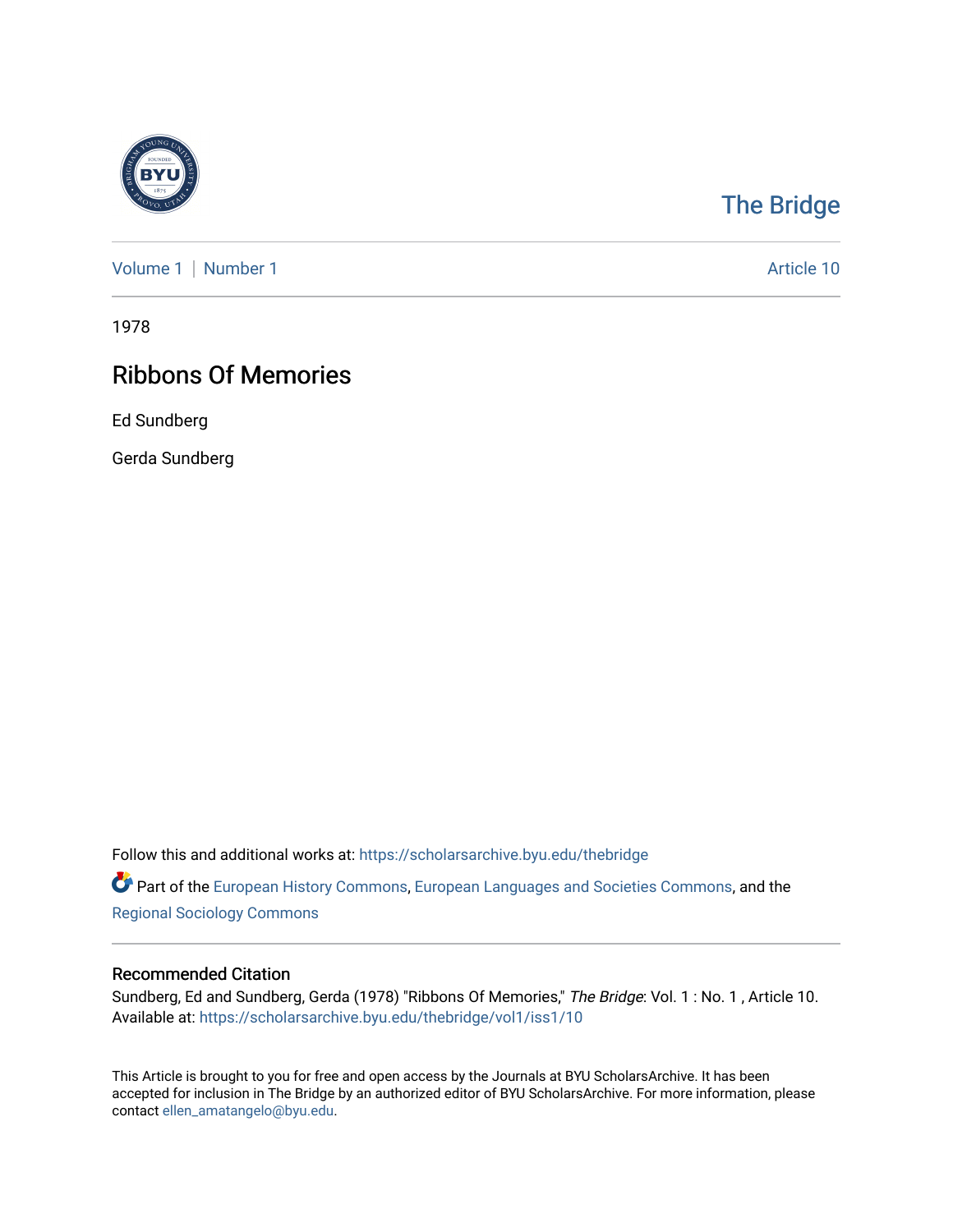The Bridge

Volume 1 | Number 1 Article 10

1978

# Ribbons Of Memories

Ed Sundberg

Gerda Sundberg

Follow this and additional works at: https://scholarsarchive.byu.edu/thebridge

Part of the European History Commons, European Languages and Societies Commons, and the Regional Sociology Commons

## Recommended Citation

Sundberg, Ed and Sundberg, Gerda (1978) "Ribbons Of Memories," *The Bridge*: Vol. 1 : No. 1 , Article 10. Available at: https://scholarsarchive.byu.edu/thebridge/vol1/iss1/10

This Article is brought to you for free and open access by the Journals at BYU ScholarsArchive. It has been accepted for inclusion in The Bridge by an authorized editor of BYU ScholarsArchive. For more information, please contact ellen_amatangelo@byu.edu.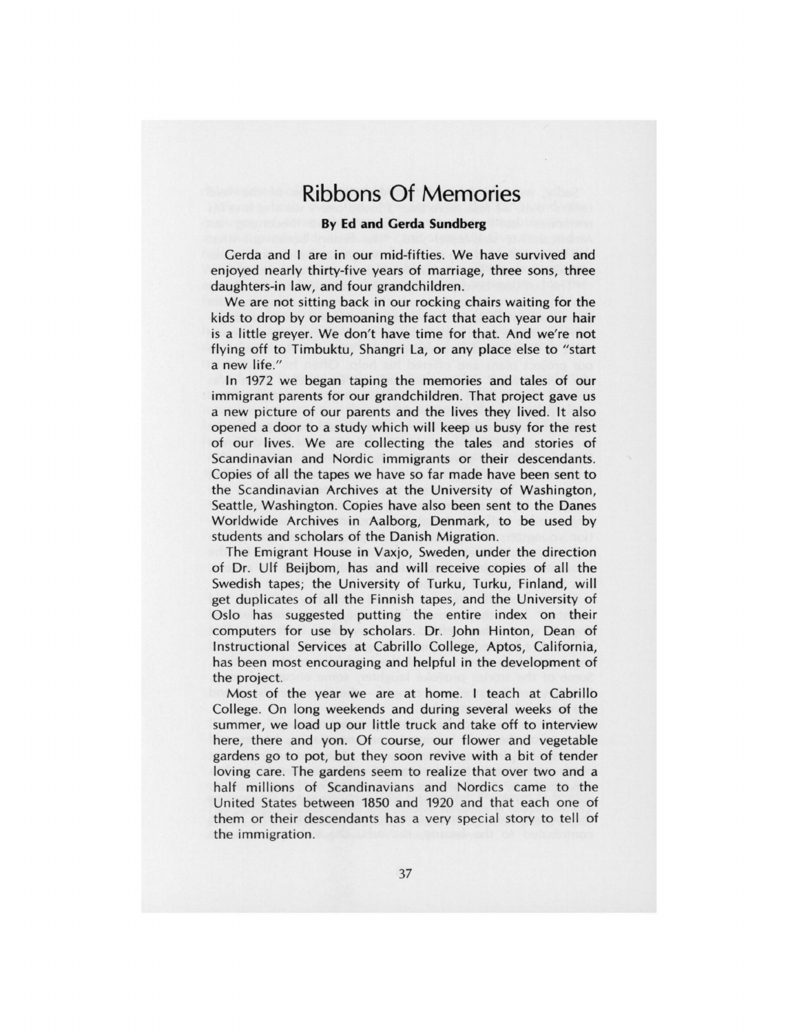# Ribbons Of Memories

**By Ed and Gerda Sundberg**

Gerda and I are in our mid-fifties. We have survived and enjoyed nearly thirty-five years of marriage, three sons, three daughters-in law, and four grandchildren.

We are not sitting back in our rocking chairs waiting for the kids to drop by or bemoaning the fact that each year our hair is a little greyer. We don't have time for that. And we're not flying off to Timbuktu, Shangri La, or any place else to "start a new life."

In 1972 we began taping the memories and tales of our immigrant parents for our grandchildren. That project gave us a new picture of our parents and the lives they lived. It also opened a door to a study which will keep us busy for the rest of our lives. We are collecting the tales and stories of Scandinavian and Nordic immigrants or their descendants. Copies of all the tapes we have so far made have been sent to the Scandinavian Archives at the University of Washington, Seattle, Washington. Copies have also been sent to the Danes Worldwide Archives in Aalborg, Denmark, to be used by students and scholars of the Danish Migration.

The Emigrant House in Vaxjo, Sweden, under the direction of Dr. Ulf Beijbom, has and will receive copies of all the Swedish tapes; the University of Turku, Turku, Finland, will get duplicates of all the Finnish tapes, and the University of Oslo has suggested putting the entire index on their computers for use by scholars. Dr. John Hinton, Dean of Instructional Services at Cabrillo College, Aptos, California, has been most encouraging and helpful in the development of the project.

Most of the year we are at home. I teach at Cabrillo College. On long weekends and during several weeks of the summer, we load up our little truck and take off to interview here, there and yon. Of course, our flower and vegetable gardens go to pot, but they soon revive with a bit of tender loving care. The gardens seem to realize that over two and a half millions of Scandinavians and Nordics came to the United States between 1850 and 1920 and that each one of them or their descendants has a very special story to tell of the immigration.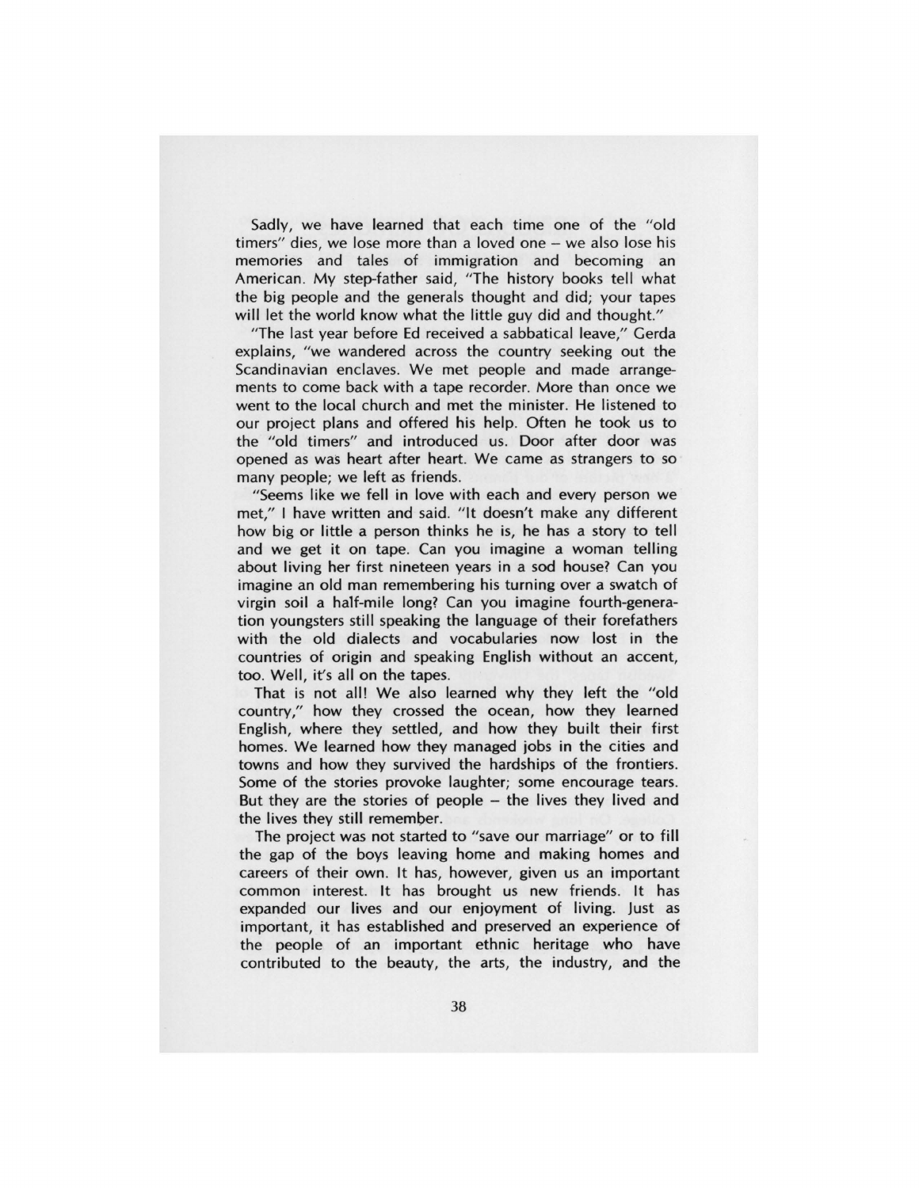Sadly, we have learned that each time one of the "old timers" dies, we lose more than a loved one – we also lose his memories and tales of immigration and becoming an American. My step-father said, "The history books tell what the big people and the generals thought and did; your tapes will let the world know what the little guy did and thought."

"The last year before Ed received a sabbatical leave," Gerda explains, "we wandered across the country seeking out the Scandinavian enclaves. We met people and made arrangements to come back with a tape recorder. More than once we went to the local church and met the minister. He listened to our project plans and offered his help. Often he took us to the "old timers" and introduced us. Door after door was opened as was heart after heart. We came as strangers to so many people; we left as friends.

"Seems like we fell in love with each and every person we met," I have written and said. "It doesn't make any different how big or little a person thinks he is, he has a story to tell and we get it on tape. Can you imagine a woman telling about living her first nineteen years in a sod house? Can you imagine an old man remembering his turning over a swatch of virgin soil a half-mile long? Can you imagine fourth-generation youngsters still speaking the language of their forefathers with the old dialects and vocabularies now lost in the countries of origin and speaking English without an accent, too. Well, it's all on the tapes.

That is not all! We also learned why they left the "old country," how they crossed the ocean, how they learned English, where they settled, and how they built their first homes. We learned how they managed jobs in the cities and towns and how they survived the hardships of the frontiers. Some of the stories provoke laughter; some encourage tears. But they are the stories of people – the lives they lived and the lives they still remember.

The project was not started to "save our marriage" or to fill the gap of the boys leaving home and making homes and careers of their own. It has, however, given us an important common interest. It has brought us new friends. It has expanded our lives and our enjoyment of living. Just as important, it has established and preserved an experience of the people of an important ethnic heritage who have contributed to the beauty, the arts, the industry, and the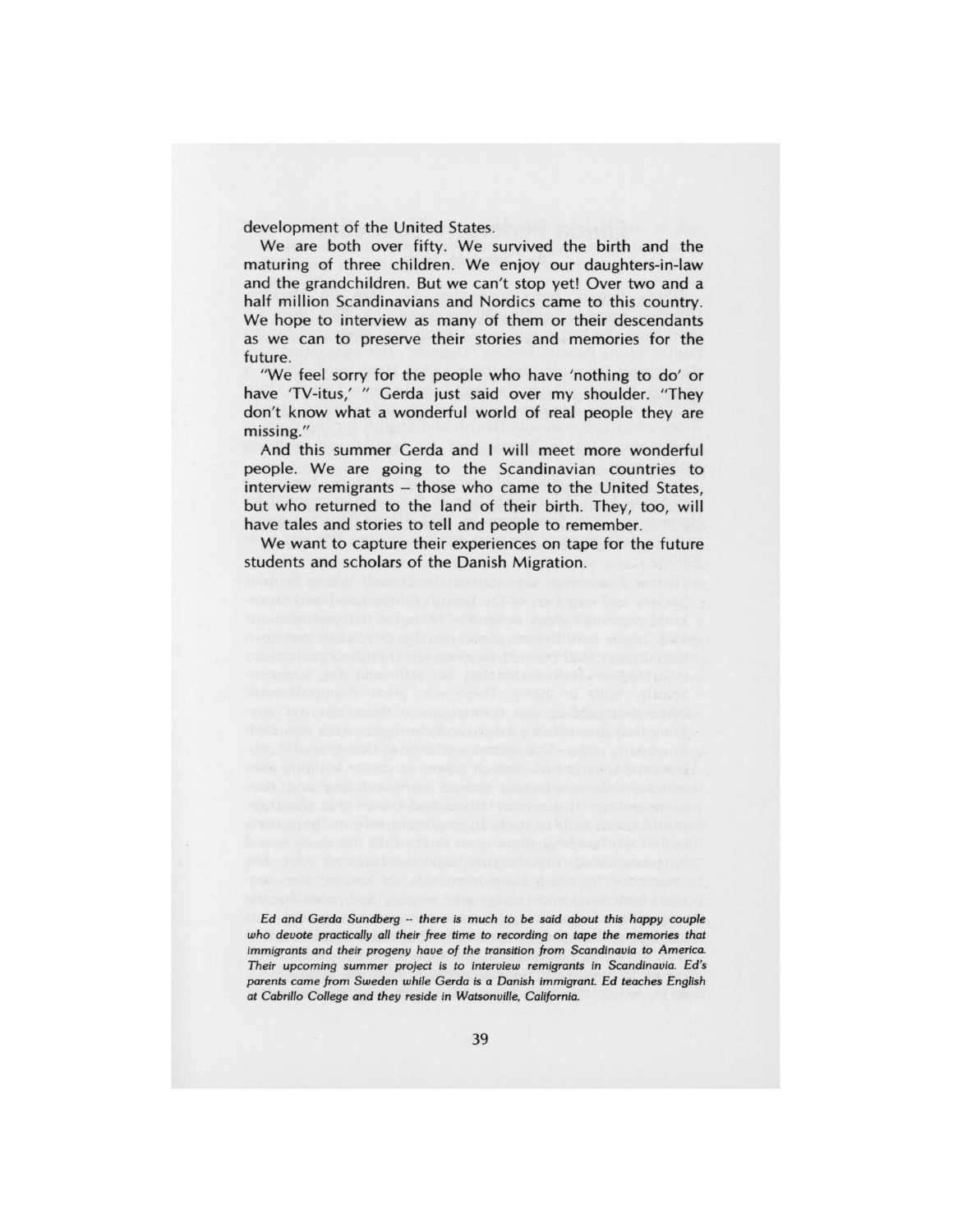development of the United States.

We are both over fifty. We survived the birth and the maturing of three children. We enjoy our daughters-in-law and the grandchildren. But we can't stop yet! Over two and a half million Scandinavians and Nordics came to this country. We hope to interview as many of them or their descendants as we can to preserve their stories and memories for the future.

"We feel sorry for the people who have 'nothing to do' or have 'TV-itus,' " Gerda just said over my shoulder. "They don't know what a wonderful world of real people they are missing."

And this summer Gerda and I will meet more wonderful people. We are going to the Scandinavian countries to interview remigrants – those who came to the United States, but who returned to the land of their birth. They, too, will have tales and stories to tell and people to remember.

We want to capture their experiences on tape for the future students and scholars of the Danish Migration.

*Ed and Gerda Sundberg -- there is much to be said about this happy couple who devote practically all their free time to recording on tape the memories that immigrants and their progeny have of the transition from Scandinavia to America. Their upcoming summer project is to interview remigrants in Scandinavia. Ed's parents came from Sweden while Gerda is a Danish immigrant. Ed teaches English at Cabrillo College and they reside in Watsonville, California.*